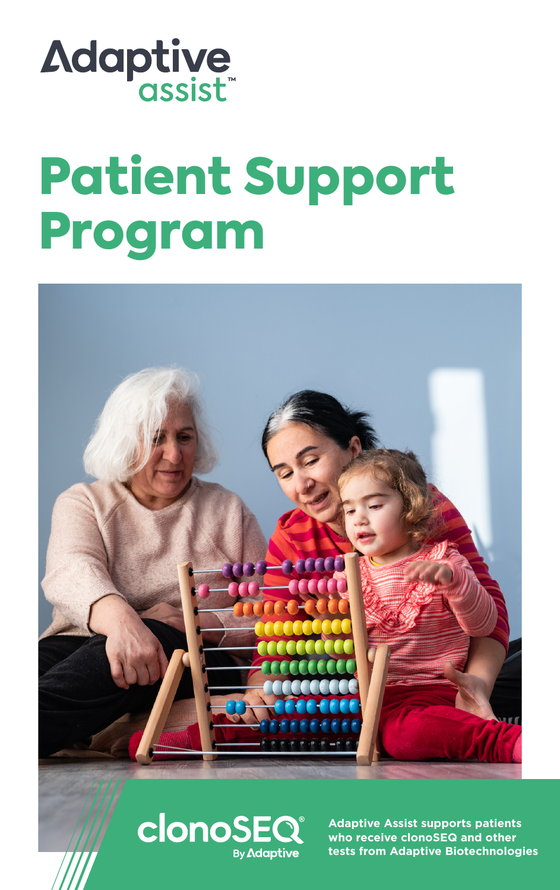Adaptive assist™

# Patient Support Program

clonoSEQ® By Adaptive

**Adaptive Assist supports patients who receive clonoSEQ and other tests from Adaptive Biotechnologies**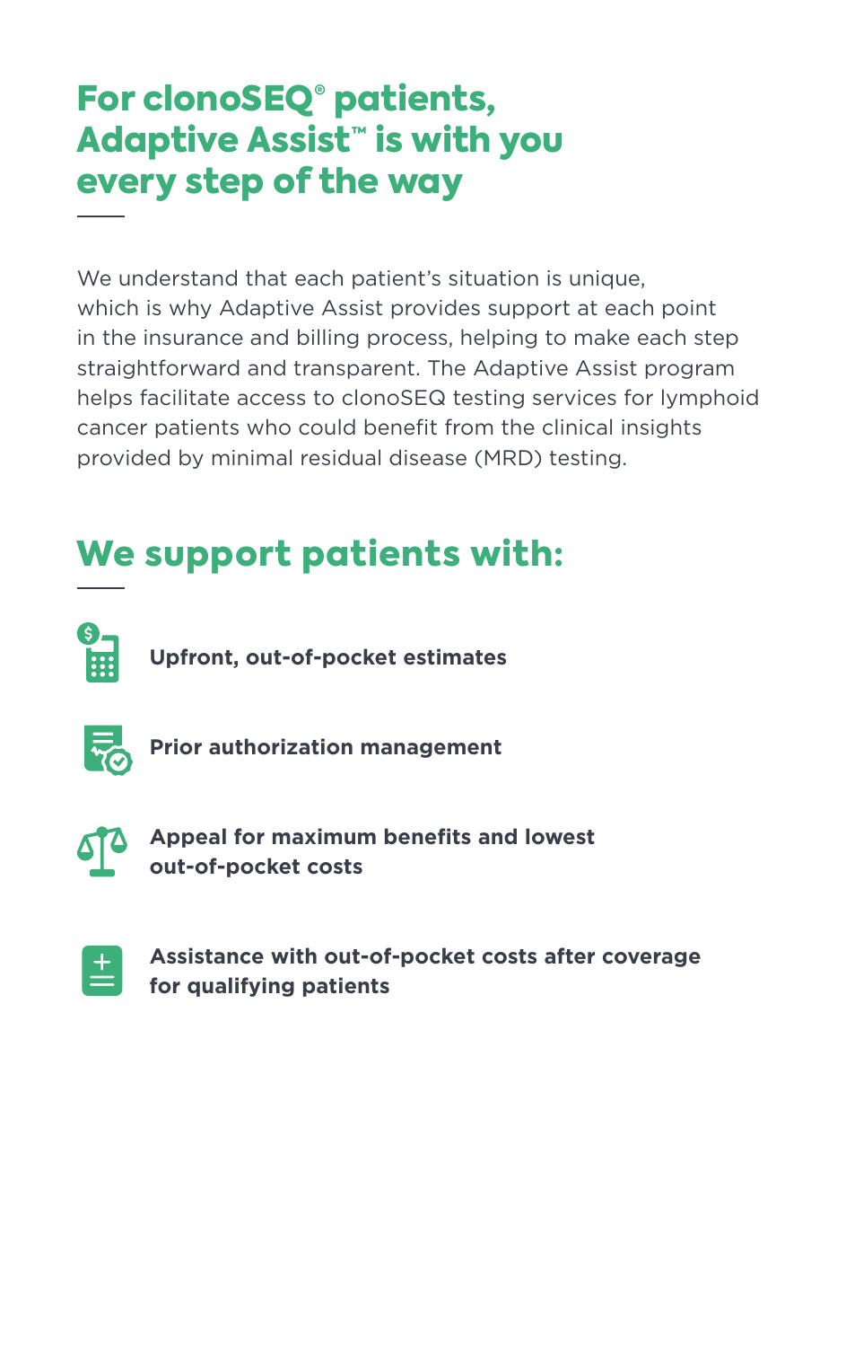# For clonoSEQ® patients, Adaptive Assist™ is with you every step of the way

We understand that each patient's situation is unique, which is why Adaptive Assist provides support at each point in the insurance and billing process, helping to make each step straightforward and transparent. The Adaptive Assist program helps facilitate access to clonoSEQ testing services for lymphoid cancer patients who could benefit from the clinical insights provided by minimal residual disease (MRD) testing.

# We support patients with:

- **Upfront, out-of-pocket estimates**
- **Prior authorization management**
- **Appeal for maximum benefits and lowest out-of-pocket costs**
- **Assistance with out-of-pocket costs after coverage for qualifying patients**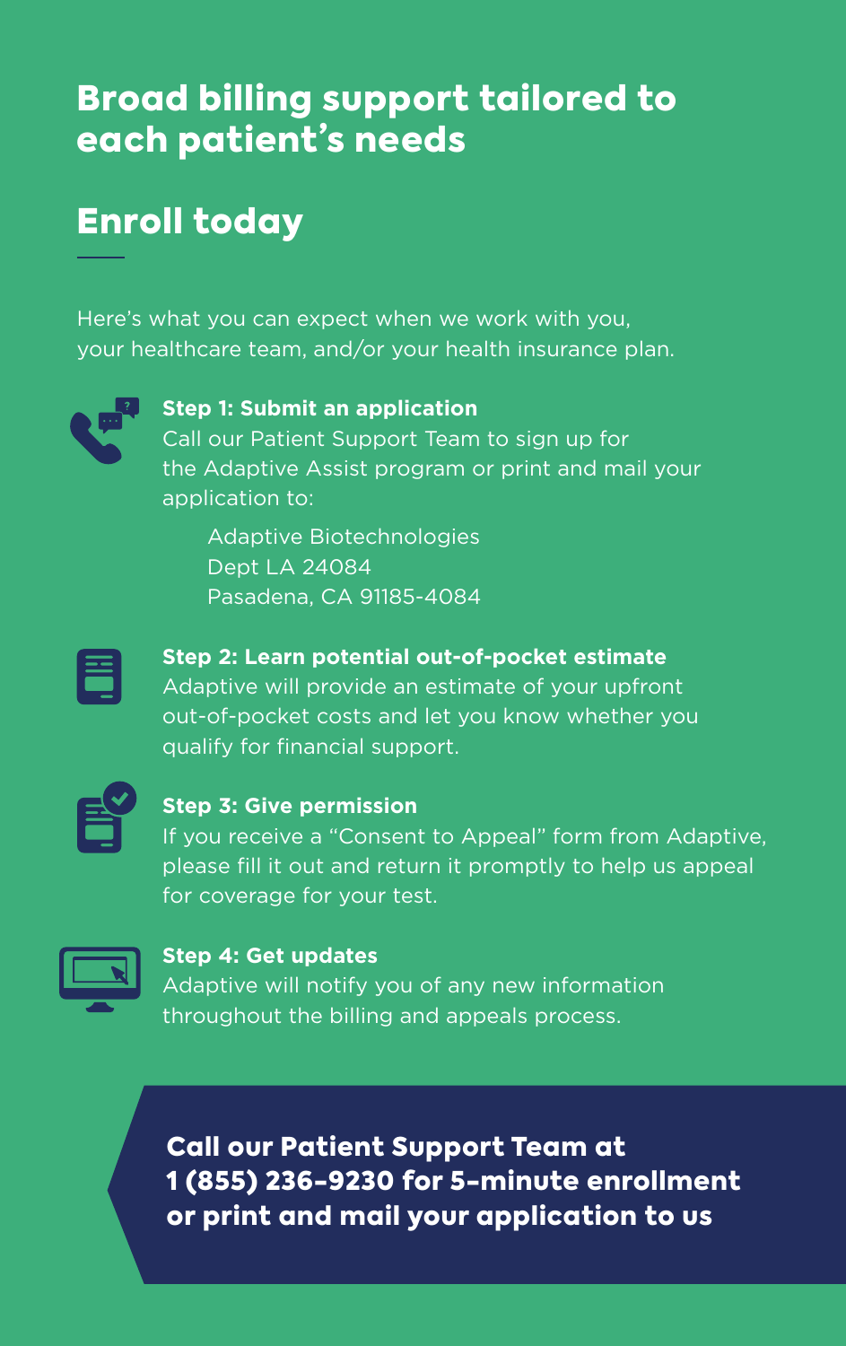# Broad billing support tailored to each patient's needs

## Enroll today

Here's what you can expect when we work with you, your healthcare team, and/or your health insurance plan.

**Step 1: Submit an application**
Call our Patient Support Team to sign up for the Adaptive Assist program or print and mail your application to:

> Adaptive Biotechnologies
> Dept LA 24084
> Pasadena, CA 91185-4084

**Step 2: Learn potential out-of-pocket estimate**
Adaptive will provide an estimate of your upfront out-of-pocket costs and let you know whether you qualify for financial support.

**Step 3: Give permission**
If you receive a "Consent to Appeal" form from Adaptive, please fill it out and return it promptly to help us appeal for coverage for your test.

**Step 4: Get updates**
Adaptive will notify you of any new information throughout the billing and appeals process.

**Call our Patient Support Team at 1 (855) 236-9230 for 5-minute enrollment or print and mail your application to us**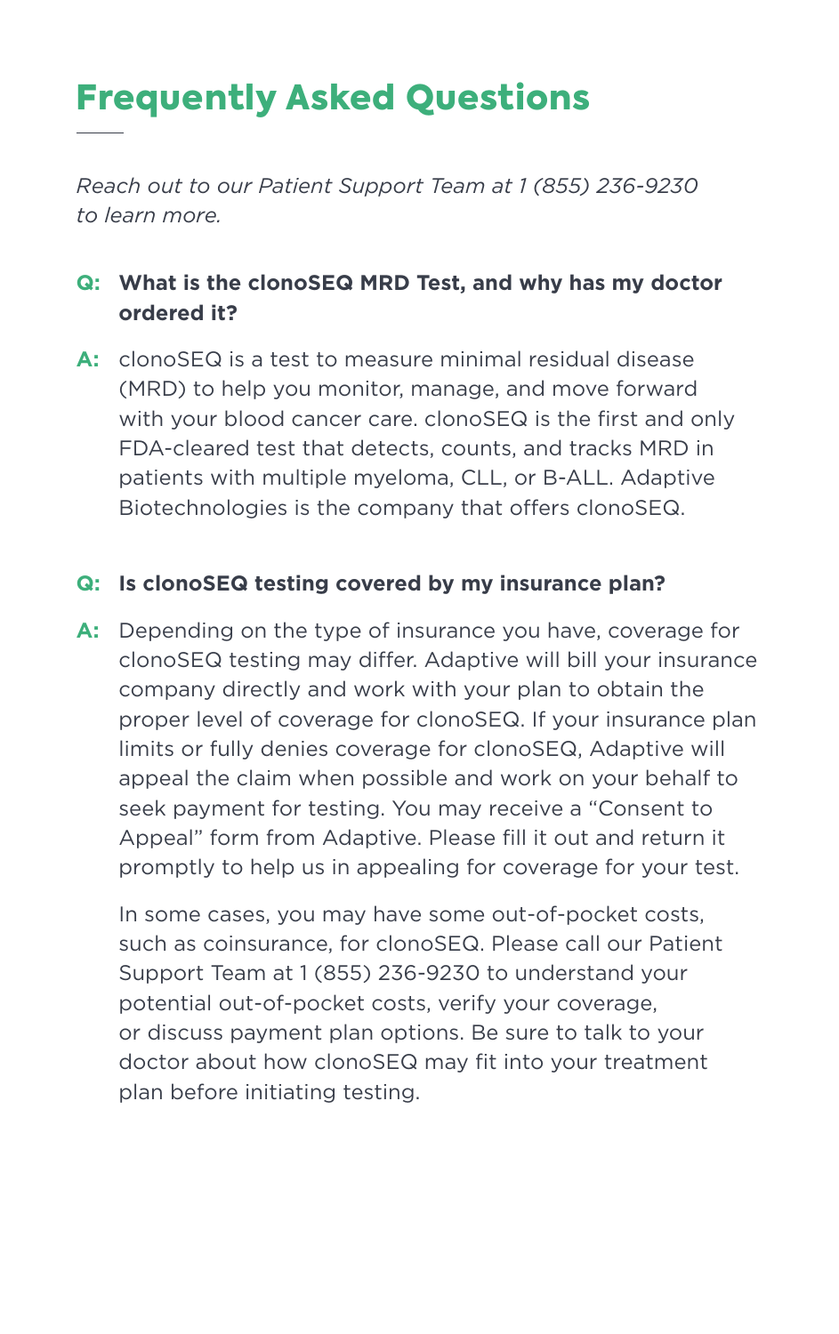# Frequently Asked Questions

*Reach out to our Patient Support Team at 1 (855) 236-9230 to learn more.*

**Q: What is the clonoSEQ MRD Test, and why has my doctor ordered it?**

**A:** clonoSEQ is a test to measure minimal residual disease (MRD) to help you monitor, manage, and move forward with your blood cancer care. clonoSEQ is the first and only FDA-cleared test that detects, counts, and tracks MRD in patients with multiple myeloma, CLL, or B-ALL. Adaptive Biotechnologies is the company that offers clonoSEQ.

**Q: Is clonoSEQ testing covered by my insurance plan?**

**A:** Depending on the type of insurance you have, coverage for clonoSEQ testing may differ. Adaptive will bill your insurance company directly and work with your plan to obtain the proper level of coverage for clonoSEQ. If your insurance plan limits or fully denies coverage for clonoSEQ, Adaptive will appeal the claim when possible and work on your behalf to seek payment for testing. You may receive a "Consent to Appeal" form from Adaptive. Please fill it out and return it promptly to help us in appealing for coverage for your test.

In some cases, you may have some out-of-pocket costs, such as coinsurance, for clonoSEQ. Please call our Patient Support Team at 1 (855) 236-9230 to understand your potential out-of-pocket costs, verify your coverage, or discuss payment plan options. Be sure to talk to your doctor about how clonoSEQ may fit into your treatment plan before initiating testing.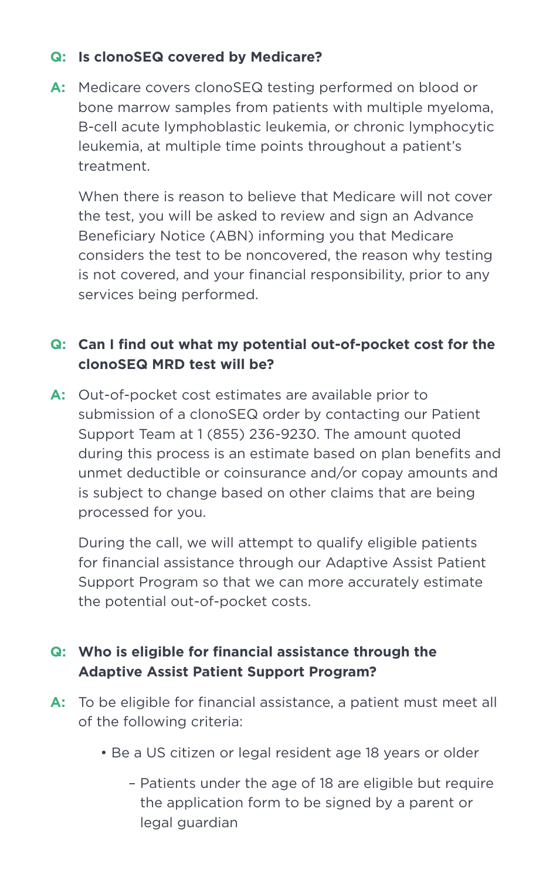**Q: Is clonoSEQ covered by Medicare?**

**A:** Medicare covers clonoSEQ testing performed on blood or bone marrow samples from patients with multiple myeloma, B-cell acute lymphoblastic leukemia, or chronic lymphocytic leukemia, at multiple time points throughout a patient's treatment.

When there is reason to believe that Medicare will not cover the test, you will be asked to review and sign an Advance Beneficiary Notice (ABN) informing you that Medicare considers the test to be noncovered, the reason why testing is not covered, and your financial responsibility, prior to any services being performed.

**Q: Can I find out what my potential out-of-pocket cost for the clonoSEQ MRD test will be?**

**A:** Out-of-pocket cost estimates are available prior to submission of a clonoSEQ order by contacting our Patient Support Team at 1 (855) 236-9230. The amount quoted during this process is an estimate based on plan benefits and unmet deductible or coinsurance and/or copay amounts and is subject to change based on other claims that are being processed for you.

During the call, we will attempt to qualify eligible patients for financial assistance through our Adaptive Assist Patient Support Program so that we can more accurately estimate the potential out-of-pocket costs.

**Q: Who is eligible for financial assistance through the Adaptive Assist Patient Support Program?**

**A:** To be eligible for financial assistance, a patient must meet all of the following criteria:

- Be a US citizen or legal resident age 18 years or older
  - Patients under the age of 18 are eligible but require the application form to be signed by a parent or legal guardian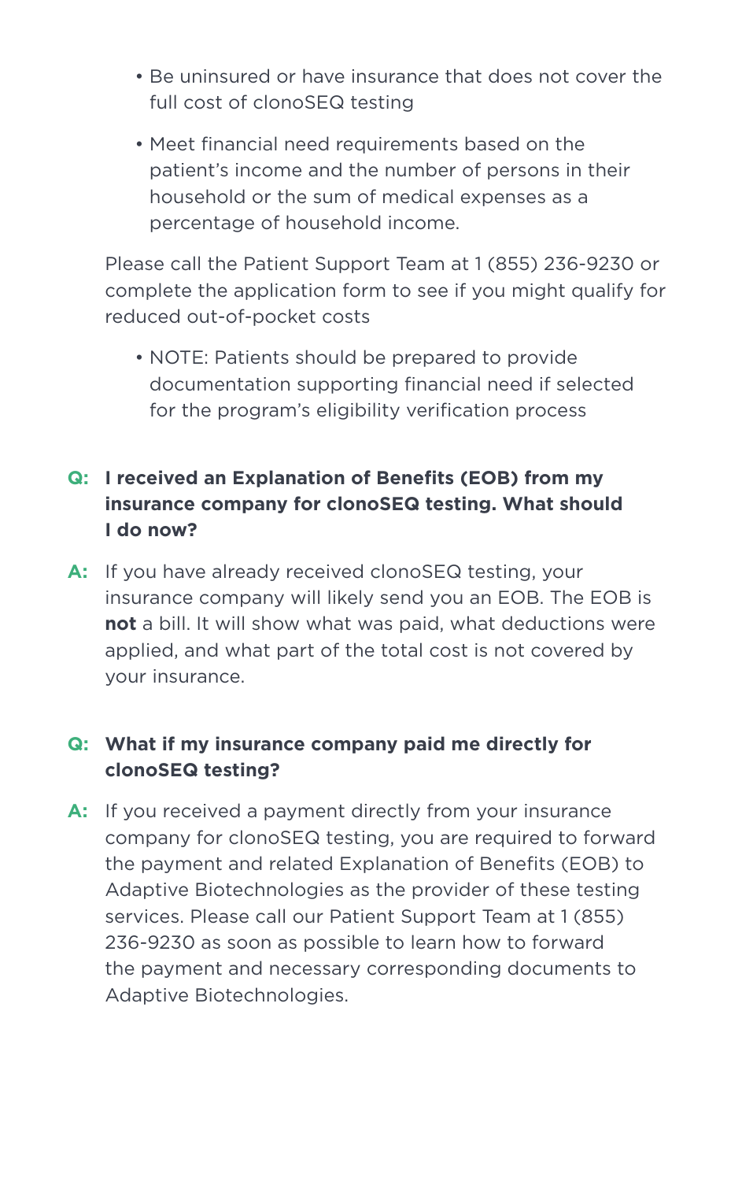- Be uninsured or have insurance that does not cover the full cost of clonoSEQ testing
- Meet financial need requirements based on the patient's income and the number of persons in their household or the sum of medical expenses as a percentage of household income.

Please call the Patient Support Team at 1 (855) 236-9230 or complete the application form to see if you might qualify for reduced out-of-pocket costs

- NOTE: Patients should be prepared to provide documentation supporting financial need if selected for the program's eligibility verification process

**Q: I received an Explanation of Benefits (EOB) from my insurance company for clonoSEQ testing. What should I do now?**

**A:** If you have already received clonoSEQ testing, your insurance company will likely send you an EOB. The EOB is **not** a bill. It will show what was paid, what deductions were applied, and what part of the total cost is not covered by your insurance.

**Q: What if my insurance company paid me directly for clonoSEQ testing?**

**A:** If you received a payment directly from your insurance company for clonoSEQ testing, you are required to forward the payment and related Explanation of Benefits (EOB) to Adaptive Biotechnologies as the provider of these testing services. Please call our Patient Support Team at 1 (855) 236-9230 as soon as possible to learn how to forward the payment and necessary corresponding documents to Adaptive Biotechnologies.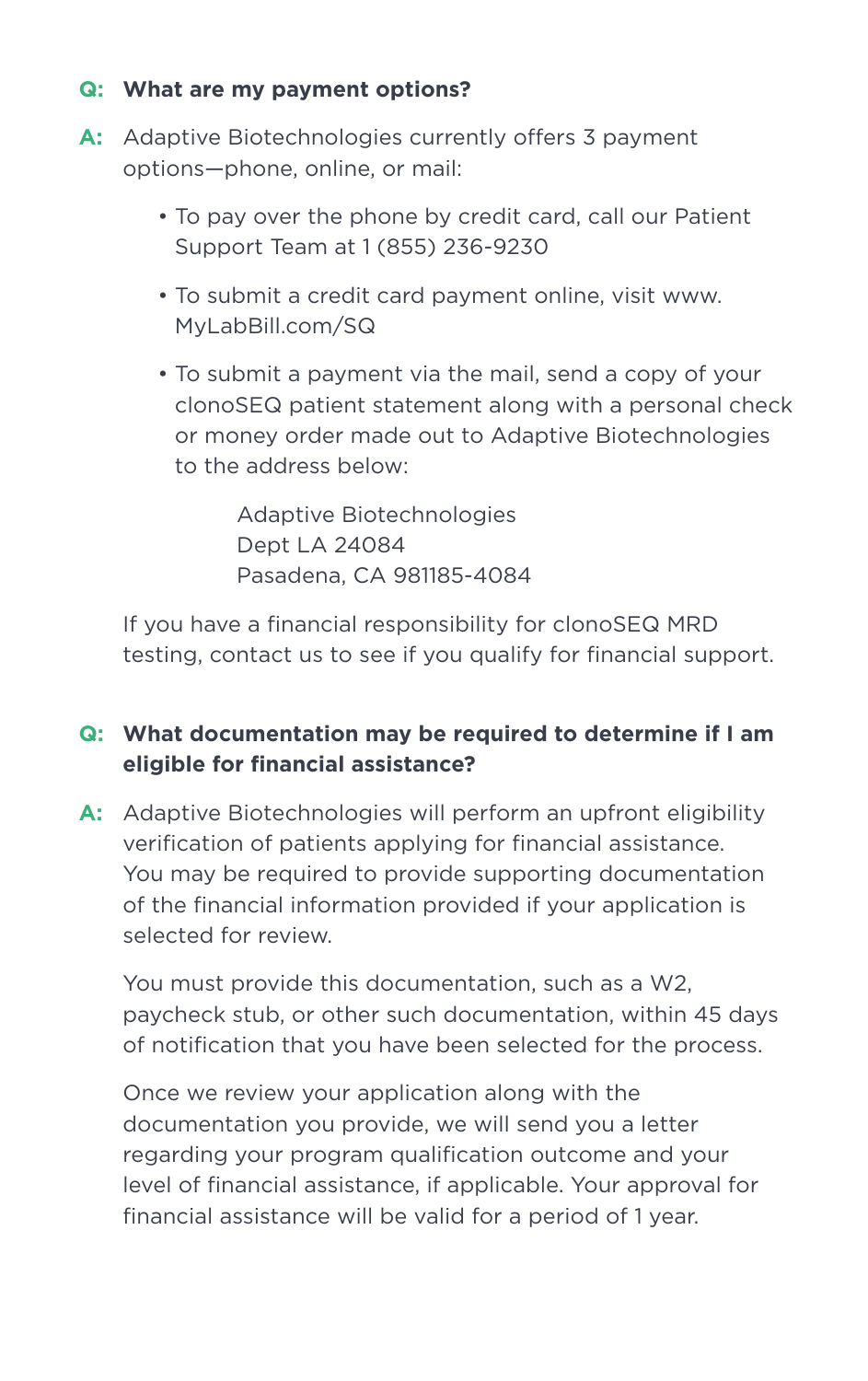**Q: What are my payment options?**

**A:** Adaptive Biotechnologies currently offers 3 payment options—phone, online, or mail:

- To pay over the phone by credit card, call our Patient Support Team at 1 (855) 236-9230
- To submit a credit card payment online, visit www.MyLabBill.com/SQ
- To submit a payment via the mail, send a copy of your clonoSEQ patient statement along with a personal check or money order made out to Adaptive Biotechnologies to the address below:

  Adaptive Biotechnologies
  Dept LA 24084
  Pasadena, CA 981185-4084

If you have a financial responsibility for clonoSEQ MRD testing, contact us to see if you qualify for financial support.

**Q: What documentation may be required to determine if I am eligible for financial assistance?**

**A:** Adaptive Biotechnologies will perform an upfront eligibility verification of patients applying for financial assistance. You may be required to provide supporting documentation of the financial information provided if your application is selected for review.

You must provide this documentation, such as a W2, paycheck stub, or other such documentation, within 45 days of notification that you have been selected for the process.

Once we review your application along with the documentation you provide, we will send you a letter regarding your program qualification outcome and your level of financial assistance, if applicable. Your approval for financial assistance will be valid for a period of 1 year.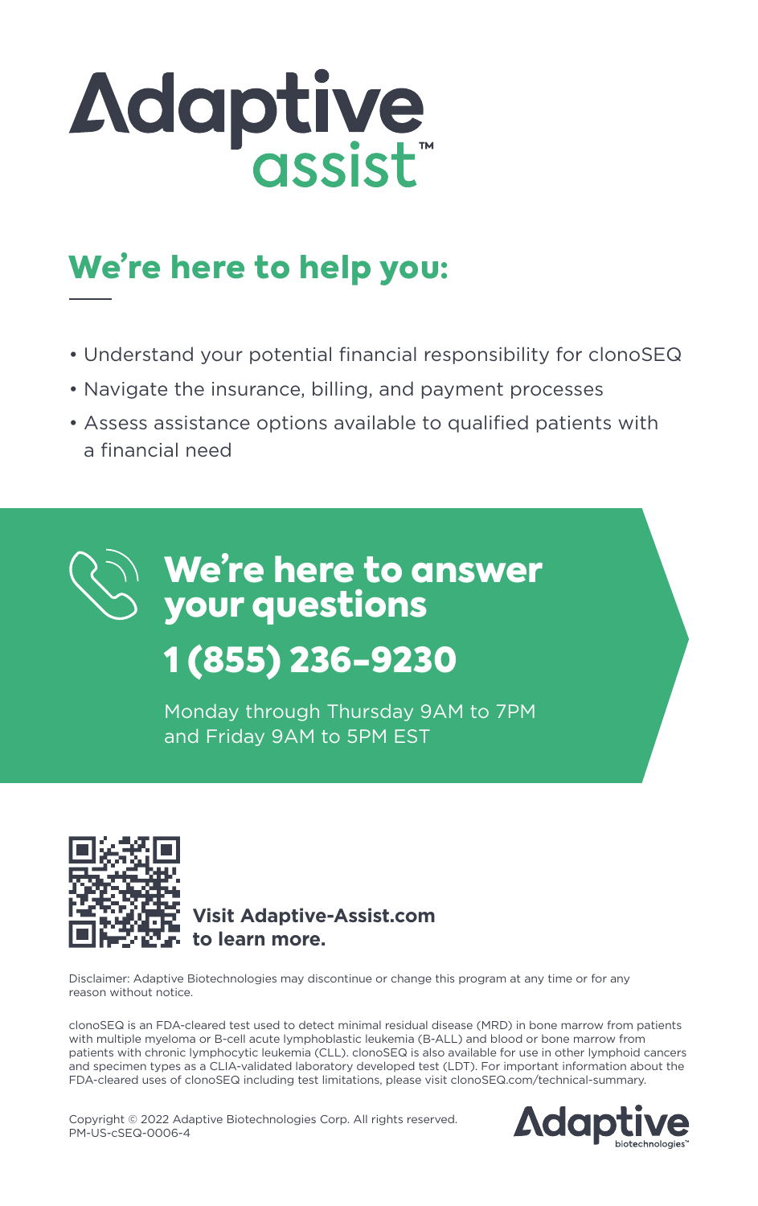# Adaptive assist™

## We're here to help you:

- Understand your potential financial responsibility for clonoSEQ
- Navigate the insurance, billing, and payment processes
- Assess assistance options available to qualified patients with a financial need

## We're here to answer your questions

## 1 (855) 236-9230

Monday through Thursday 9AM to 7PM and Friday 9AM to 5PM EST

**Visit Adaptive-Assist.com to learn more.**

Disclaimer: Adaptive Biotechnologies may discontinue or change this program at any time or for any reason without notice.

clonoSEQ is an FDA-cleared test used to detect minimal residual disease (MRD) in bone marrow from patients with multiple myeloma or B-cell acute lymphoblastic leukemia (B-ALL) and blood or bone marrow from patients with chronic lymphocytic leukemia (CLL). clonoSEQ is also available for use in other lymphoid cancers and specimen types as a CLIA-validated laboratory developed test (LDT). For important information about the FDA-cleared uses of clonoSEQ including test limitations, please visit clonoSEQ.com/technical-summary.

Copyright © 2022 Adaptive Biotechnologies Corp. All rights reserved.
PM-US-cSEQ-0006-4

Adaptive biotechnologies™